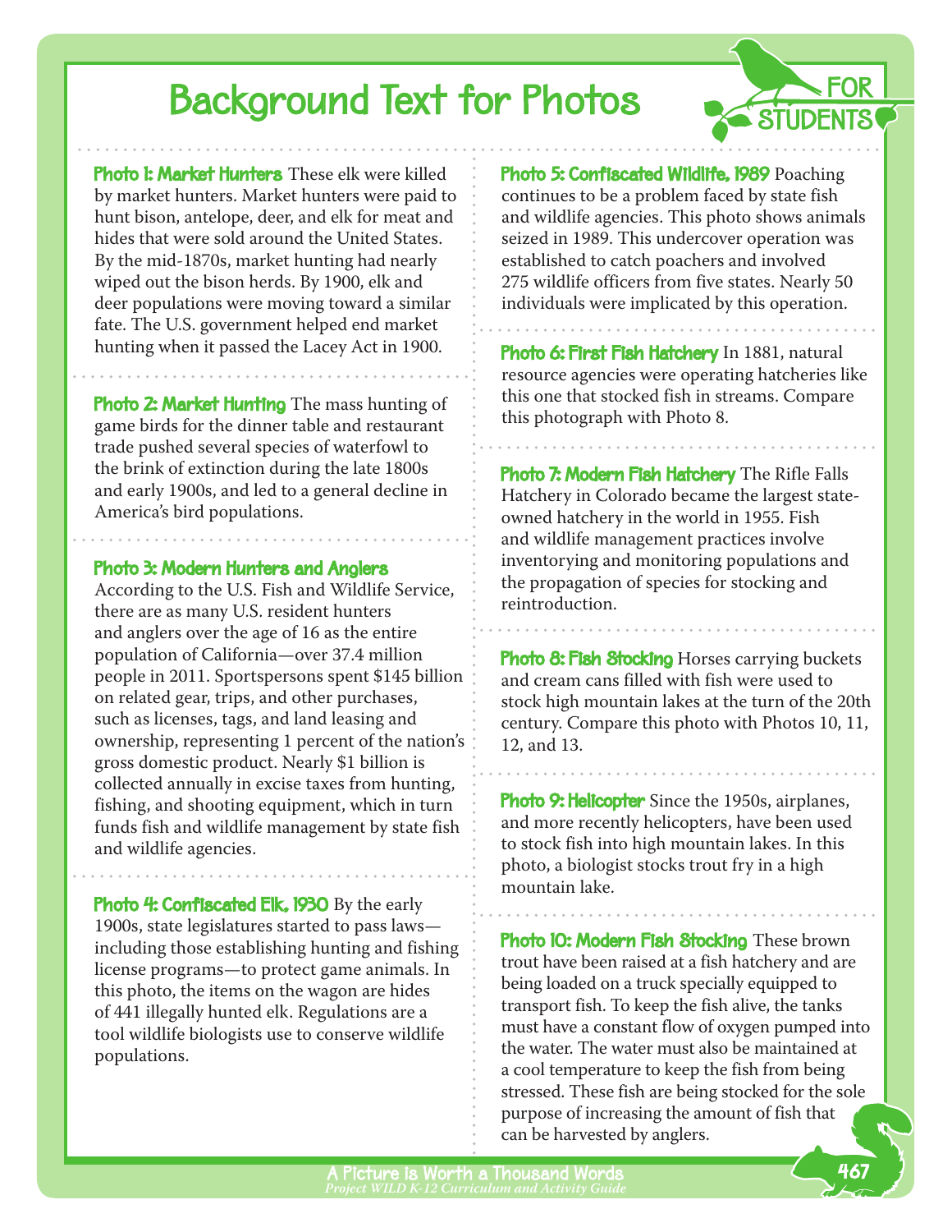# Background Text for Photos

FOR STUDENTS

**Photo 1: Market Hunters** These elk were killed by market hunters. Market hunters were paid to hunt bison, antelope, deer, and elk for meat and hides that were sold around the United States. By the mid-1870s, market hunting had nearly wiped out the bison herds. By 1900, elk and deer populations were moving toward a similar fate. The U.S. government helped end market hunting when it passed the Lacey Act in 1900.

**Photo 2: Market Hunting** The mass hunting of game birds for the dinner table and restaurant trade pushed several species of waterfowl to the brink of extinction during the late 1800s and early 1900s, and led to a general decline in America's bird populations.

**Photo 3: Modern Hunters and Anglers**
According to the U.S. Fish and Wildlife Service, there are as many U.S. resident hunters and anglers over the age of 16 as the entire population of California—over 37.4 million people in 2011. Sportspersons spent $145 billion on related gear, trips, and other purchases, such as licenses, tags, and land leasing and ownership, representing 1 percent of the nation's gross domestic product. Nearly $1 billion is collected annually in excise taxes from hunting, fishing, and shooting equipment, which in turn funds fish and wildlife management by state fish and wildlife agencies.

**Photo 4: Confiscated Elk, 1930** By the early 1900s, state legislatures started to pass laws—including those establishing hunting and fishing license programs—to protect game animals. In this photo, the items on the wagon are hides of 441 illegally hunted elk. Regulations are a tool wildlife biologists use to conserve wildlife populations.

**Photo 5: Confiscated Wildlife, 1989** Poaching continues to be a problem faced by state fish and wildlife agencies. This photo shows animals seized in 1989. This undercover operation was established to catch poachers and involved 275 wildlife officers from five states. Nearly 50 individuals were implicated by this operation.

**Photo 6: First Fish Hatchery** In 1881, natural resource agencies were operating hatcheries like this one that stocked fish in streams. Compare this photograph with Photo 8.

**Photo 7: Modern Fish Hatchery** The Rifle Falls Hatchery in Colorado became the largest state-owned hatchery in the world in 1955. Fish and wildlife management practices involve inventorying and monitoring populations and the propagation of species for stocking and reintroduction.

**Photo 8: Fish Stocking** Horses carrying buckets and cream cans filled with fish were used to stock high mountain lakes at the turn of the 20th century. Compare this photo with Photos 10, 11, 12, and 13.

**Photo 9: Helicopter** Since the 1950s, airplanes, and more recently helicopters, have been used to stock fish into high mountain lakes. In this photo, a biologist stocks trout fry in a high mountain lake.

**Photo 10: Modern Fish Stocking** These brown trout have been raised at a fish hatchery and are being loaded on a truck specially equipped to transport fish. To keep the fish alive, the tanks must have a constant flow of oxygen pumped into the water. The water must also be maintained at a cool temperature to keep the fish from being stressed. These fish are being stocked for the sole purpose of increasing the amount of fish that can be harvested by anglers.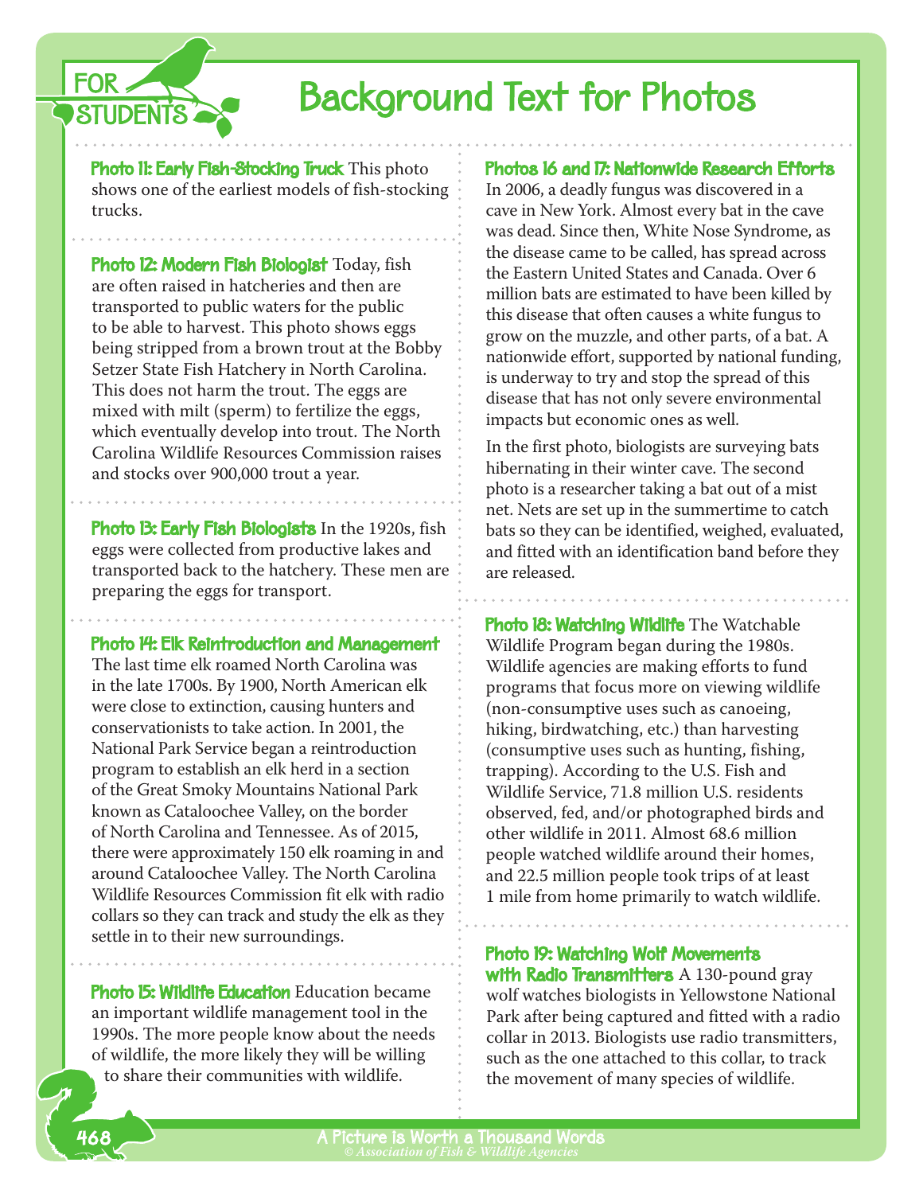FOR STUDENTS

# Background Text for Photos

**Photo 11: Early Fish-Stocking Truck** This photo shows one of the earliest models of fish-stocking trucks.

**Photo 12: Modern Fish Biologist** Today, fish are often raised in hatcheries and then are transported to public waters for the public to be able to harvest. This photo shows eggs being stripped from a brown trout at the Bobby Setzer State Fish Hatchery in North Carolina. This does not harm the trout. The eggs are mixed with milt (sperm) to fertilize the eggs, which eventually develop into trout. The North Carolina Wildlife Resources Commission raises and stocks over 900,000 trout a year.

**Photo 13: Early Fish Biologists** In the 1920s, fish eggs were collected from productive lakes and transported back to the hatchery. These men are preparing the eggs for transport.

**Photo 14: Elk Reintroduction and Management** The last time elk roamed North Carolina was in the late 1700s. By 1900, North American elk were close to extinction, causing hunters and conservationists to take action. In 2001, the National Park Service began a reintroduction program to establish an elk herd in a section of the Great Smoky Mountains National Park known as Cataloochee Valley, on the border of North Carolina and Tennessee. As of 2015, there were approximately 150 elk roaming in and around Cataloochee Valley. The North Carolina Wildlife Resources Commission fit elk with radio collars so they can track and study the elk as they settle in to their new surroundings.

**Photo 15: Wildlife Education** Education became an important wildlife management tool in the 1990s. The more people know about the needs of wildlife, the more likely they will be willing to share their communities with wildlife.

**Photos 16 and 17: Nationwide Research Efforts** In 2006, a deadly fungus was discovered in a cave in New York. Almost every bat in the cave was dead. Since then, White Nose Syndrome, as the disease came to be called, has spread across the Eastern United States and Canada. Over 6 million bats are estimated to have been killed by this disease that often causes a white fungus to grow on the muzzle, and other parts, of a bat. A nationwide effort, supported by national funding, is underway to try and stop the spread of this disease that has not only severe environmental impacts but economic ones as well.

In the first photo, biologists are surveying bats hibernating in their winter cave. The second photo is a researcher taking a bat out of a mist net. Nets are set up in the summertime to catch bats so they can be identified, weighed, evaluated, and fitted with an identification band before they are released.

**Photo 18: Watching Wildlife** The Watchable Wildlife Program began during the 1980s. Wildlife agencies are making efforts to fund programs that focus more on viewing wildlife (non-consumptive uses such as canoeing, hiking, birdwatching, etc.) than harvesting (consumptive uses such as hunting, fishing, trapping). According to the U.S. Fish and Wildlife Service, 71.8 million U.S. residents observed, fed, and/or photographed birds and other wildlife in 2011. Almost 68.6 million people watched wildlife around their homes, and 22.5 million people took trips of at least 1 mile from home primarily to watch wildlife.

**Photo 19: Watching Wolf Movements with Radio Transmitters** A 130-pound gray wolf watches biologists in Yellowstone National Park after being captured and fitted with a radio collar in 2013. Biologists use radio transmitters, such as the one attached to this collar, to track the movement of many species of wildlife.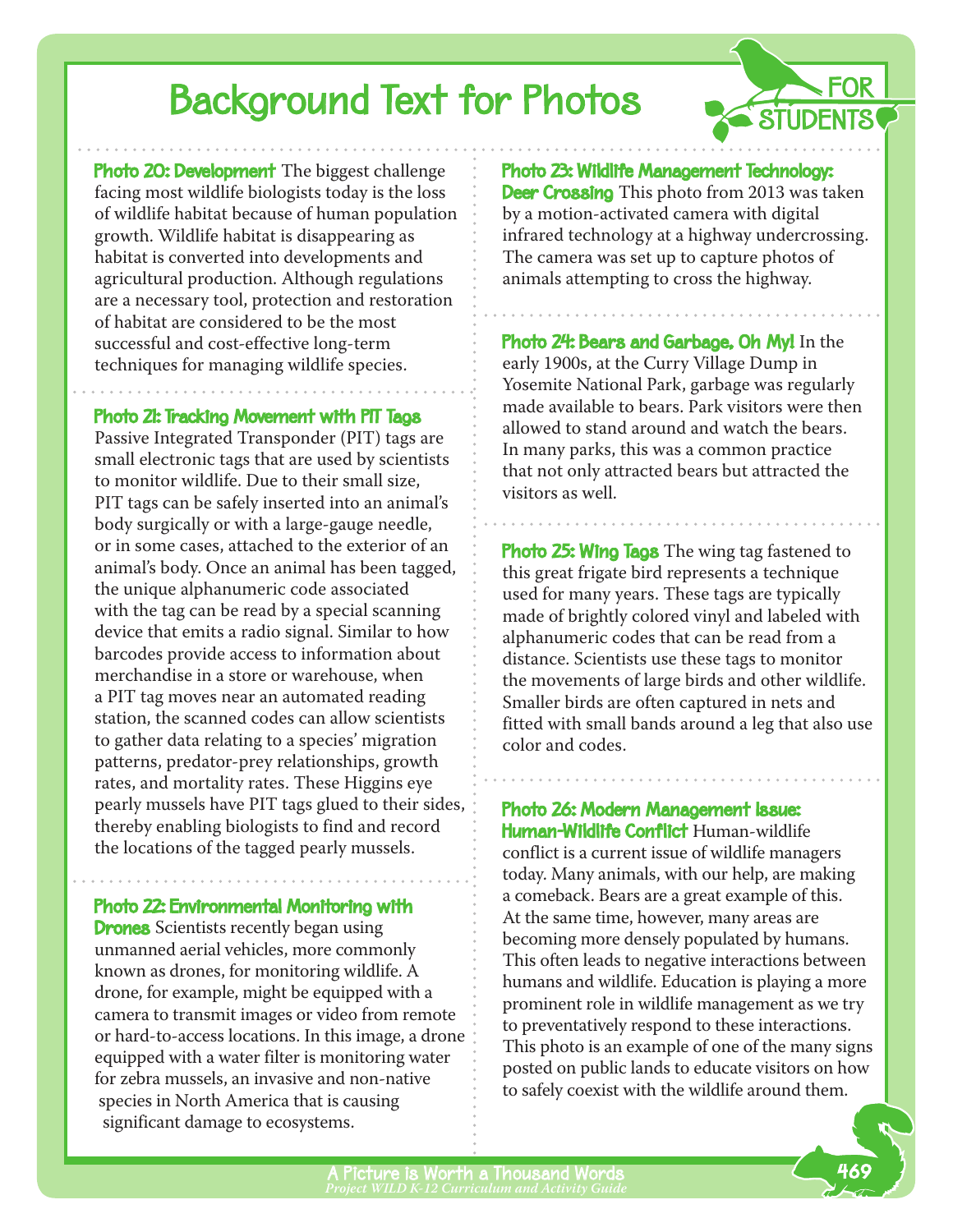# Background Text for Photos

FOR STUDENTS

**Photo 20: Development** The biggest challenge facing most wildlife biologists today is the loss of wildlife habitat because of human population growth. Wildlife habitat is disappearing as habitat is converted into developments and agricultural production. Although regulations are a necessary tool, protection and restoration of habitat are considered to be the most successful and cost-effective long-term techniques for managing wildlife species.

**Photo 21: Tracking Movement with PIT Tags** Passive Integrated Transponder (PIT) tags are small electronic tags that are used by scientists to monitor wildlife. Due to their small size, PIT tags can be safely inserted into an animal's body surgically or with a large-gauge needle, or in some cases, attached to the exterior of an animal's body. Once an animal has been tagged, the unique alphanumeric code associated with the tag can be read by a special scanning device that emits a radio signal. Similar to how barcodes provide access to information about merchandise in a store or warehouse, when a PIT tag moves near an automated reading station, the scanned codes can allow scientists to gather data relating to a species' migration patterns, predator-prey relationships, growth rates, and mortality rates. These Higgins eye pearly mussels have PIT tags glued to their sides, thereby enabling biologists to find and record the locations of the tagged pearly mussels.

**Photo 22: Environmental Monitoring with Drones** Scientists recently began using unmanned aerial vehicles, more commonly known as drones, for monitoring wildlife. A drone, for example, might be equipped with a camera to transmit images or video from remote or hard-to-access locations. In this image, a drone equipped with a water filter is monitoring water for zebra mussels, an invasive and non-native species in North America that is causing significant damage to ecosystems.

**Photo 23: Wildlife Management Technology: Deer Crossing** This photo from 2013 was taken by a motion-activated camera with digital infrared technology at a highway undercrossing. The camera was set up to capture photos of animals attempting to cross the highway.

**Photo 24: Bears and Garbage, Oh My!** In the early 1900s, at the Curry Village Dump in Yosemite National Park, garbage was regularly made available to bears. Park visitors were then allowed to stand around and watch the bears. In many parks, this was a common practice that not only attracted bears but attracted the visitors as well.

**Photo 25: Wing Tags** The wing tag fastened to this great frigate bird represents a technique used for many years. These tags are typically made of brightly colored vinyl and labeled with alphanumeric codes that can be read from a distance. Scientists use these tags to monitor the movements of large birds and other wildlife. Smaller birds are often captured in nets and fitted with small bands around a leg that also use color and codes.

**Photo 26: Modern Management Issue: Human-Wildlife Conflict** Human-wildlife conflict is a current issue of wildlife managers today. Many animals, with our help, are making a comeback. Bears are a great example of this. At the same time, however, many areas are becoming more densely populated by humans. This often leads to negative interactions between humans and wildlife. Education is playing a more prominent role in wildlife management as we try to preventatively respond to these interactions. This photo is an example of one of the many signs posted on public lands to educate visitors on how to safely coexist with the wildlife around them.